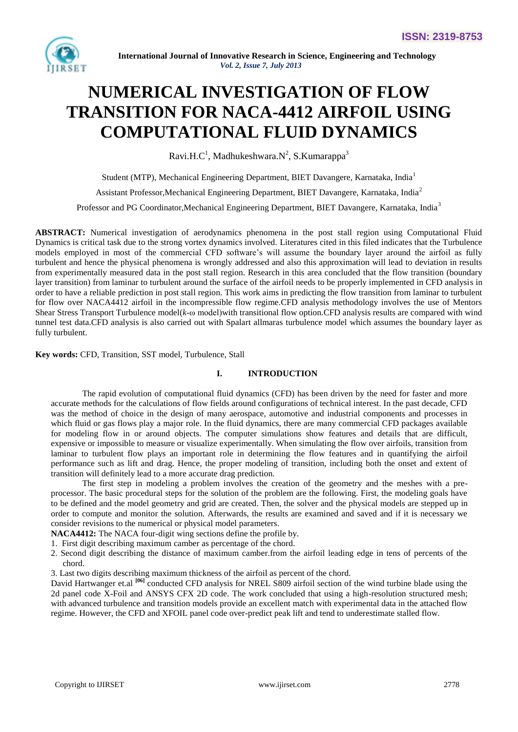# NUMERICAL INVESTIGATION OF FLOW TRANSITION FOR NACA-4412 AIRFOIL USING COMPUTATIONAL FLUID DYNAMICS

Ravi.H.C[1], Madhukeshwara.N[2], S.Kumarappa[3]

Student (MTP), Mechanical Engineering Department, BIET Davangere, Karnataka, India[1]

Assistant Professor,Mechanical Engineering Department, BIET Davangere, Karnataka, India[2]

Professor and PG Coordinator,Mechanical Engineering Department, BIET Davangere, Karnataka, India[3]

**ABSTRACT:** Numerical investigation of aerodynamics phenomena in the post stall region using Computational Fluid Dynamics is critical task due to the strong vortex dynamics involved. Literatures cited in this filed indicates that the Turbulence models employed in most of the commercial CFD software's will assume the boundary layer around the airfoil as fully turbulent and hence the physical phenomena is wrongly addressed and also this approximation will lead to deviation in results from experimentally measured data in the post stall region. Research in this area concluded that the flow transition (boundary layer transition) from laminar to turbulent around the surface of the airfoil needs to be properly implemented in CFD analysis in order to have a reliable prediction in post stall region. This work aims in predicting the flow transition from laminar to turbulent for flow over NACA4412 airfoil in the incompressible flow regime.CFD analysis methodology involves the use of Mentors Shear Stress Transport Turbulence model($k$-ω model)with transitional flow option.CFD analysis results are compared with wind tunnel test data.CFD analysis is also carried out with Spalart allmaras turbulence model which assumes the boundary layer as fully turbulent.

**Key words:** CFD, Transition, SST model, Turbulence, Stall

## I. INTRODUCTION

The rapid evolution of computational fluid dynamics (CFD) has been driven by the need for faster and more accurate methods for the calculations of flow fields around configurations of technical interest. In the past decade, CFD was the method of choice in the design of many aerospace, automotive and industrial components and processes in which fluid or gas flows play a major role. In the fluid dynamics, there are many commercial CFD packages available for modeling flow in or around objects. The computer simulations show features and details that are difficult, expensive or impossible to measure or visualize experimentally. When simulating the flow over airfoils, transition from laminar to turbulent flow plays an important role in determining the flow features and in quantifying the airfoil performance such as lift and drag. Hence, the proper modeling of transition, including both the onset and extent of transition will definitely lead to a more accurate drag prediction.

The first step in modeling a problem involves the creation of the geometry and the meshes with a pre-processor. The basic procedural steps for the solution of the problem are the following. First, the modeling goals have to be defined and the model geometry and grid are created. Then, the solver and the physical models are stepped up in order to compute and monitor the solution. Afterwards, the results are examined and saved and if it is necessary we consider revisions to the numerical or physical model parameters.

**NACA4412:** The NACA four-digit wing sections define the profile by.

1. First digit describing maximum camber as percentage of the chord.
2. Second digit describing the distance of maximum camber.from the airfoil leading edge in tens of percents of the chord.
3. Last two digits describing maximum thickness of the airfoil as percent of the chord.

David Hartwanger et.al [06] conducted CFD analysis for NREL S809 airfoil section of the wind turbine blade using the 2d panel code X-Foil and ANSYS CFX 2D code. The work concluded that using a high-resolution structured mesh; with advanced turbulence and transition models provide an excellent match with experimental data in the attached flow regime. However, the CFD and XFOIL panel code over-predict peak lift and tend to underestimate stalled flow.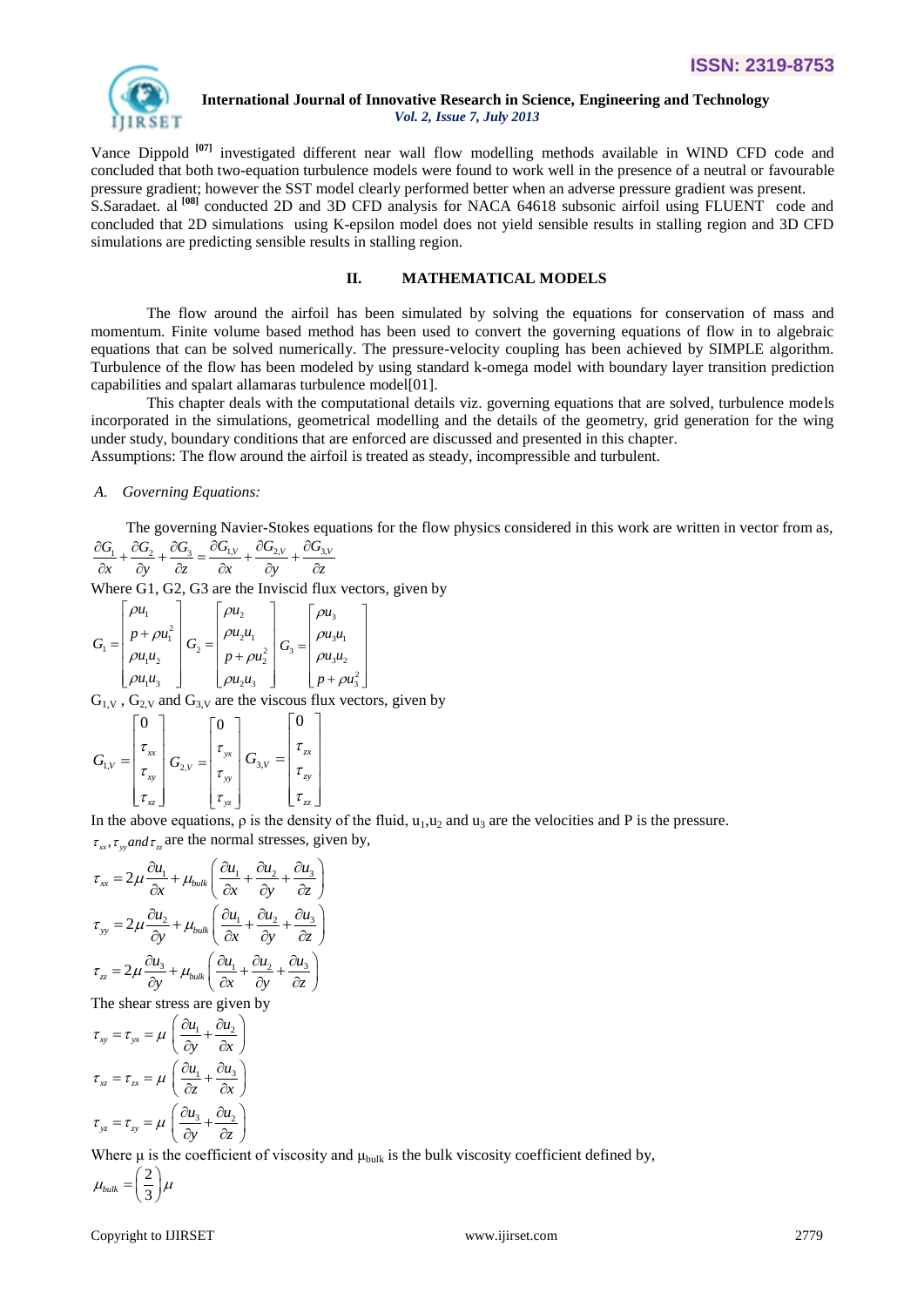Vance Dippold [07] investigated different near wall flow modelling methods available in WIND CFD code and concluded that both two-equation turbulence models were found to work well in the presence of a neutral or favourable pressure gradient; however the SST model clearly performed better when an adverse pressure gradient was present. S.Saradaet. al [08] conducted 2D and 3D CFD analysis for NACA 64618 subsonic airfoil using FLUENT code and concluded that 2D simulations using K-epsilon model does not yield sensible results in stalling region and 3D CFD simulations are predicting sensible results in stalling region.

## II. MATHEMATICAL MODELS

The flow around the airfoil has been simulated by solving the equations for conservation of mass and momentum. Finite volume based method has been used to convert the governing equations of flow in to algebraic equations that can be solved numerically. The pressure-velocity coupling has been achieved by SIMPLE algorithm. Turbulence of the flow has been modeled by using standard k-omega model with boundary layer transition prediction capabilities and spalart allamaras turbulence model[01].

This chapter deals with the computational details viz. governing equations that are solved, turbulence models incorporated in the simulations, geometrical modelling and the details of the geometry, grid generation for the wing under study, boundary conditions that are enforced are discussed and presented in this chapter.

Assumptions: The flow around the airfoil is treated as steady, incompressible and turbulent.

### *A. Governing Equations:*

The governing Navier-Stokes equations for the flow physics considered in this work are written in vector from as,

$$\frac{\partial G_1}{\partial x}+\frac{\partial G_2}{\partial y}+\frac{\partial G_3}{\partial z}=\frac{\partial G_{1,V}}{\partial x}+\frac{\partial G_{2,V}}{\partial y}+\frac{\partial G_{3,V}}{\partial z}$$

Where G1, G2, G3 are the Inviscid flux vectors, given by

$$G_1=\begin{bmatrix}\rho u_1\\ p+\rho u_1^2\\ \rho u_1 u_2\\ \rho u_1 u_3\end{bmatrix}\quad G_2=\begin{bmatrix}\rho u_2\\ \rho u_2 u_1\\ p+\rho u_2^2\\ \rho u_2 u_3\end{bmatrix}\quad G_3=\begin{bmatrix}\rho u_3\\ \rho u_3 u_1\\ \rho u_3 u_2\\ p+\rho u_3^2\end{bmatrix}$$

$G_{1,V}$ , $G_{2,V}$ and $G_{3,V}$ are the viscous flux vectors, given by

$$G_{1,V}=\begin{bmatrix}0\\ \tau_{xx}\\ \tau_{xy}\\ \tau_{xz}\end{bmatrix}\quad G_{2,V}=\begin{bmatrix}0\\ \tau_{yx}\\ \tau_{yy}\\ \tau_{yz}\end{bmatrix}\quad G_{3,V}=\begin{bmatrix}0\\ \tau_{zx}\\ \tau_{zy}\\ \tau_{zz}\end{bmatrix}$$

In the above equations, ρ is the density of the fluid, $u_1$, $u_2$ and $u_3$ are the velocities and P is the pressure.

$\tau_{xx}, \tau_{yy} and \tau_{zz}$ are the normal stresses, given by,

$$\tau_{xx}=2\mu\frac{\partial u_1}{\partial x}+\mu_{bulk}\left(\frac{\partial u_1}{\partial x}+\frac{\partial u_2}{\partial y}+\frac{\partial u_3}{\partial z}\right)$$

$$\tau_{yy}=2\mu\frac{\partial u_2}{\partial y}+\mu_{bulk}\left(\frac{\partial u_1}{\partial x}+\frac{\partial u_2}{\partial y}+\frac{\partial u_3}{\partial z}\right)$$

$$\tau_{zz}=2\mu\frac{\partial u_3}{\partial y}+\mu_{bulk}\left(\frac{\partial u_1}{\partial x}+\frac{\partial u_2}{\partial y}+\frac{\partial u_3}{\partial z}\right)$$

The shear stress are given by

$$\tau_{xy}=\tau_{yx}=\mu\left(\frac{\partial u_1}{\partial y}+\frac{\partial u_2}{\partial x}\right)$$

$$\tau_{xz}=\tau_{zx}=\mu\left(\frac{\partial u_1}{\partial z}+\frac{\partial u_3}{\partial x}\right)$$

$$\tau_{yz}=\tau_{zy}=\mu\left(\frac{\partial u_3}{\partial y}+\frac{\partial u_2}{\partial z}\right)$$

Where μ is the coefficient of viscosity and $\mu_{bulk}$ is the bulk viscosity coefficient defined by,

$$\mu_{bulk}=\left(\frac{2}{3}\right)\mu$$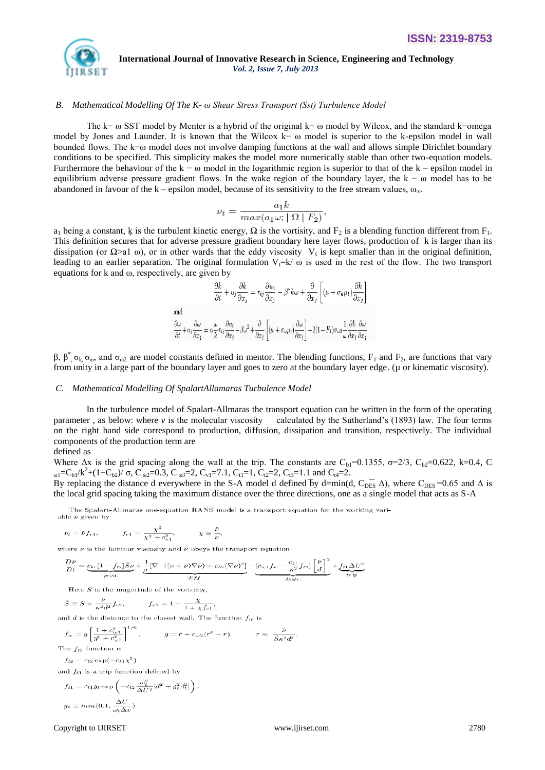### *B. Mathematical Modelling Of The K- ω Shear Stress Transport (Sst) Turbulence Model*

The k− ω SST model by Menter is a hybrid of the original k− ω model by Wilcox, and the standard k−omega model by Jones and Launder. It is known that the Wilcox k− ω model is superior to the k-epsilon model in wall bounded flows. The k−ω model does not involve damping functions at the wall and allows simple Dirichlet boundary conditions to be specified. This simplicity makes the model more numerically stable than other two-equation models. Furthermore the behaviour of the k − ω model in the logarithmic region is superior to that of the k – epsilon model in equilibrium adverse pressure gradient flows. In the wake region of the boundary layer, the k − ω model has to be abandoned in favour of the k – epsilon model, because of its sensitivity to the free stream values, $\omega_\infty$.

$$\nu_t = \frac{a_1 k}{max(a_1 \omega; \mid \Omega \mid F_2)},$$

$a_1$ being a constant, ķ is the turbulent kinetic energy, Ω is the vortisity, and $F_2$ is a blending function different from $F_1$. This definition secures that for adverse pressure gradient boundary here layer flows, production of k is larger than its dissipation (or Ω>a1 ω), or in other wards that the eddy viscosity $V_t$ is kept smaller than in the original definition, leading to an earlier separation. The original formulation $V_t$=k/ ω is used in the rest of the flow. The two transport equations for k and ω, respectively, are given by

$$\frac{\partial k}{\partial t} + u_j \frac{\partial k}{\partial x_j} = \tau_{ij} \frac{\partial u_i}{\partial x_j} - \beta^* k \omega + \frac{\partial}{\partial x_j}\left[ (\mu + \sigma_k \mu_t) \frac{\partial k}{\partial x_j} \right]$$

and

$$\frac{\partial \omega}{\partial t} + u_j \frac{\partial \omega}{\partial x_j} = \alpha \frac{\omega}{k} \tau_{ij} \frac{\partial u_i}{\partial x_j} - \beta \omega^2 + \frac{\partial}{\partial x_j}\left[ (\mu + \sigma_\omega \mu_t) \frac{\partial \omega}{\partial x_j} \right] + 2(1-F_1)\sigma_{\omega 2} \frac{1}{\omega} \frac{\partial k}{\partial x_j} \frac{\partial \omega}{\partial x_j}.$$

β, $\beta^*$, $\sigma_k$, $\sigma_\omega$, and $\sigma_{\omega 2}$ are model constants defined in mentor. The blending functions, $F_1$ and $F_2$, are functions that vary from unity in a large part of the boundary layer and goes to zero at the boundary layer edge. (μ or kinematic viscosity).

### *C. Mathematical Modelling Of SpalartAllamaras Turbulence Model*

In the turbulence model of Spalart-Allmaras the transport equation can be written in the form of the operating parameter , as below: where *v* is the molecular viscosity calculated by the Sutherland's (1893) law. The four terms on the right hand side correspond to production, diffusion, dissipation and transition, respectively. The individual components of the production term are defined as

Where Δx is the grid spacing along the wall at the trip. The constants are $C_{b1}$=0.1355, σ=2/3, $C_{b2}$=0.622, k=0.4, $C_{\omega 1}=C_{b1}/k^2+(1+C_{b2})/\sigma$, $C_{\omega 2}$=0.3, $C_{\omega 3}$=2, $C_{v1}$=7.1, $C_{t1}$=1, $C_{t2}$=2, $C_{t3}$=1.1 and $C_{t4}$=2.

By replacing the distance d everywhere in the S-A model d defined by d=min(d, $C_{DES}$ Δ), where $C_{DES}$ =0.65 and Δ is the local grid spacing taking the maximum distance over the three directions, one as a single model that acts as S-A

The Spalart-Allmaras one-equation RANS model is a transport equation for the working variable $\tilde{\nu}$ given by

$$\nu_t = \tilde{\nu} f_{v1}, \qquad f_{v1} = \frac{\chi^3}{\chi^3 + c_{v1}^3}, \qquad \chi \equiv \frac{\tilde{\nu}}{\nu},$$

where $\nu$ is the laminar viscosity and $\tilde{\nu}$ obeys the transport equation

$$\frac{D\tilde{\nu}}{Dt} = \underbrace{c_{b1}[1 - f_{t2}]\tilde{S}\tilde{\nu}}_{prod.} + \underbrace{\frac{1}{\sigma}[\nabla \cdot ((\nu + \tilde{\nu})\nabla\tilde{\nu}) + c_{b2}(\nabla\tilde{\nu})^2]}_{diff.} - \underbrace{\left[c_{w1} f_w - \frac{c_{b1}}{\kappa^2} f_{t2}\right]\left[\frac{\tilde{\nu}}{d}\right]^2}_{destr.} + \underbrace{f_{t1}\Delta U^2}_{trip}.$$

Here $S$ is the magnitude of the vorticity,

$$\tilde{S} \equiv S + \frac{\tilde{\nu}}{\kappa^2 d^2} f_{v2}, \qquad f_{v2} = 1 - \frac{\chi}{1 + \chi f_{v1}},$$

and $d$ is the distance to the closest wall. The function $f_w$ is

$$f_w = g\left[\frac{1 + c_{w3}^6}{g^6 + c_{w3}^6}\right]^{1/6}, \qquad g = r + c_{w2}(r^6 - r), \qquad r \equiv \frac{\tilde{\nu}}{\tilde{S}\kappa^2 d^2}.$$

The $f_{t2}$ function is

$$f_{t2} = c_{t3}\exp(-c_{t4}\chi^2)$$

and $f_{t1}$ is a trip function defined by

$$f_{t1} = c_{t1} g_t \exp\left(-c_{t2}\frac{\omega_t^2}{\Delta U^2}[d^2 + g_t^2 d_t^2]\right).$$

$$g_t \equiv min(0.1, \frac{\Delta U}{\omega_t \Delta x})$$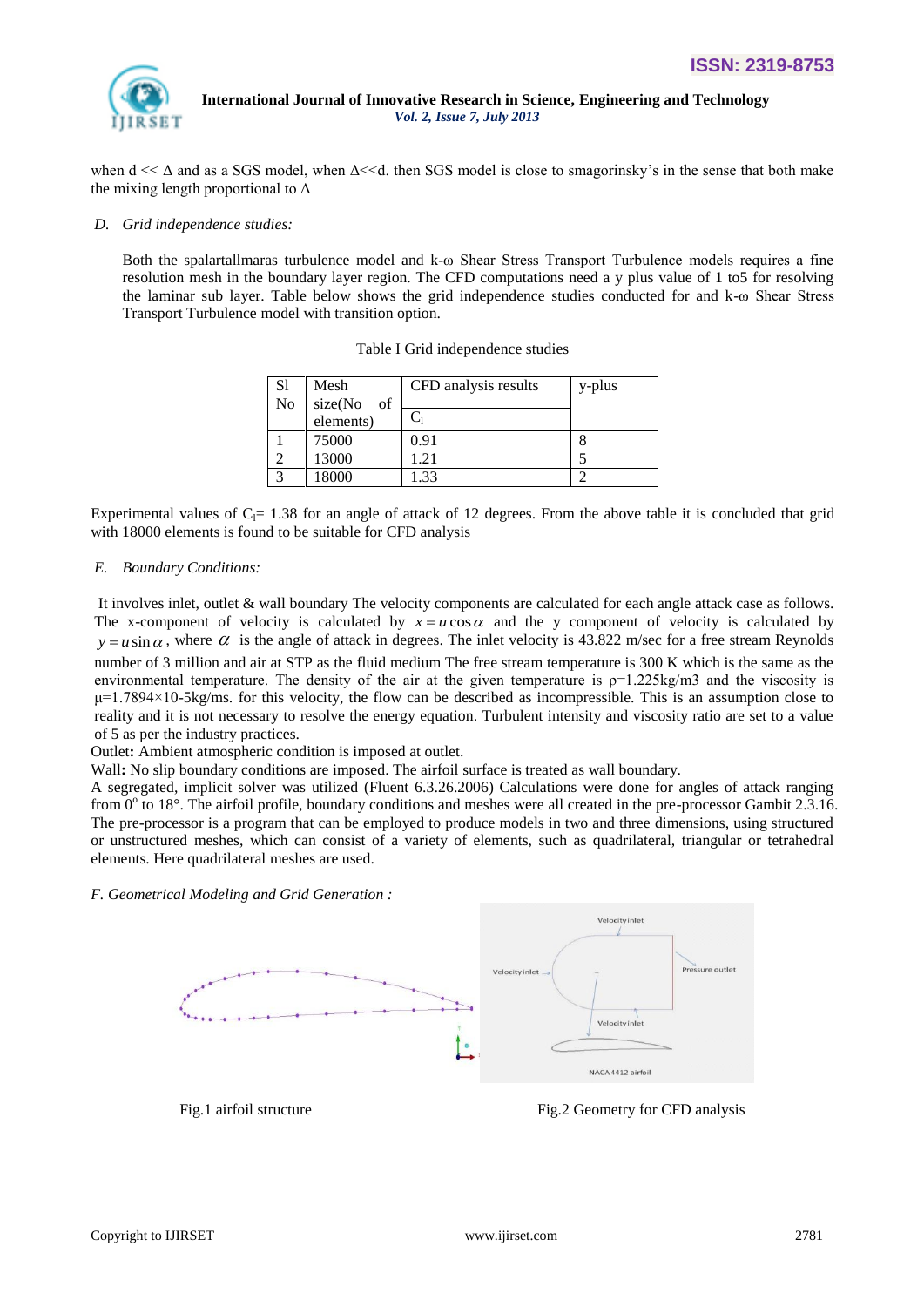when d << Δ and as a SGS model, when Δ<<d. then SGS model is close to smagorinsky's in the sense that both make the mixing length proportional to Δ

*D. Grid independence studies:*

Both the spalartallmaras turbulence model and k-ω Shear Stress Transport Turbulence models requires a fine resolution mesh in the boundary layer region. The CFD computations need a y plus value of 1 to5 for resolving the laminar sub layer. Table below shows the grid independence studies conducted for and k-ω Shear Stress Transport Turbulence model with transition option.

Table I Grid independence studies

| Sl No | Mesh size(No of elements) | CFD analysis results | y-plus |
|---|---|---|---|
| | | $C_l$ | |
| 1 | 75000 | 0.91 | 8 |
| 2 | 13000 | 1.21 | 5 |
| 3 | 18000 | 1.33 | 2 |

Experimental values of $C_l$= 1.38 for an angle of attack of 12 degrees. From the above table it is concluded that grid with 18000 elements is found to be suitable for CFD analysis

*E. Boundary Conditions:*

It involves inlet, outlet & wall boundary The velocity components are calculated for each angle attack case as follows. The x-component of velocity is calculated by $x = u\cos\alpha$ and the y component of velocity is calculated by $y = u\sin\alpha$, where $\alpha$ is the angle of attack in degrees. The inlet velocity is 43.822 m/sec for a free stream Reynolds number of 3 million and air at STP as the fluid medium The free stream temperature is 300 K which is the same as the environmental temperature. The density of the air at the given temperature is ρ=1.225kg/m3 and the viscosity is μ=1.7894×10-5kg/ms. for this velocity, the flow can be described as incompressible. This is an assumption close to reality and it is not necessary to resolve the energy equation. Turbulent intensity and viscosity ratio are set to a value of 5 as per the industry practices.

Outlet**:** Ambient atmospheric condition is imposed at outlet.

Wall**:** No slip boundary conditions are imposed. The airfoil surface is treated as wall boundary.

A segregated, implicit solver was utilized (Fluent 6.3.26.2006) Calculations were done for angles of attack ranging from $0^o$ to 18°. The airfoil profile, boundary conditions and meshes were all created in the pre-processor Gambit 2.3.16. The pre-processor is a program that can be employed to produce models in two and three dimensions, using structured or unstructured meshes, which can consist of a variety of elements, such as quadrilateral, triangular or tetrahedral elements. Here quadrilateral meshes are used.

*F. Geometrical Modeling and Grid Generation :*

Fig.1 airfoil structure

Fig.2 Geometry for CFD analysis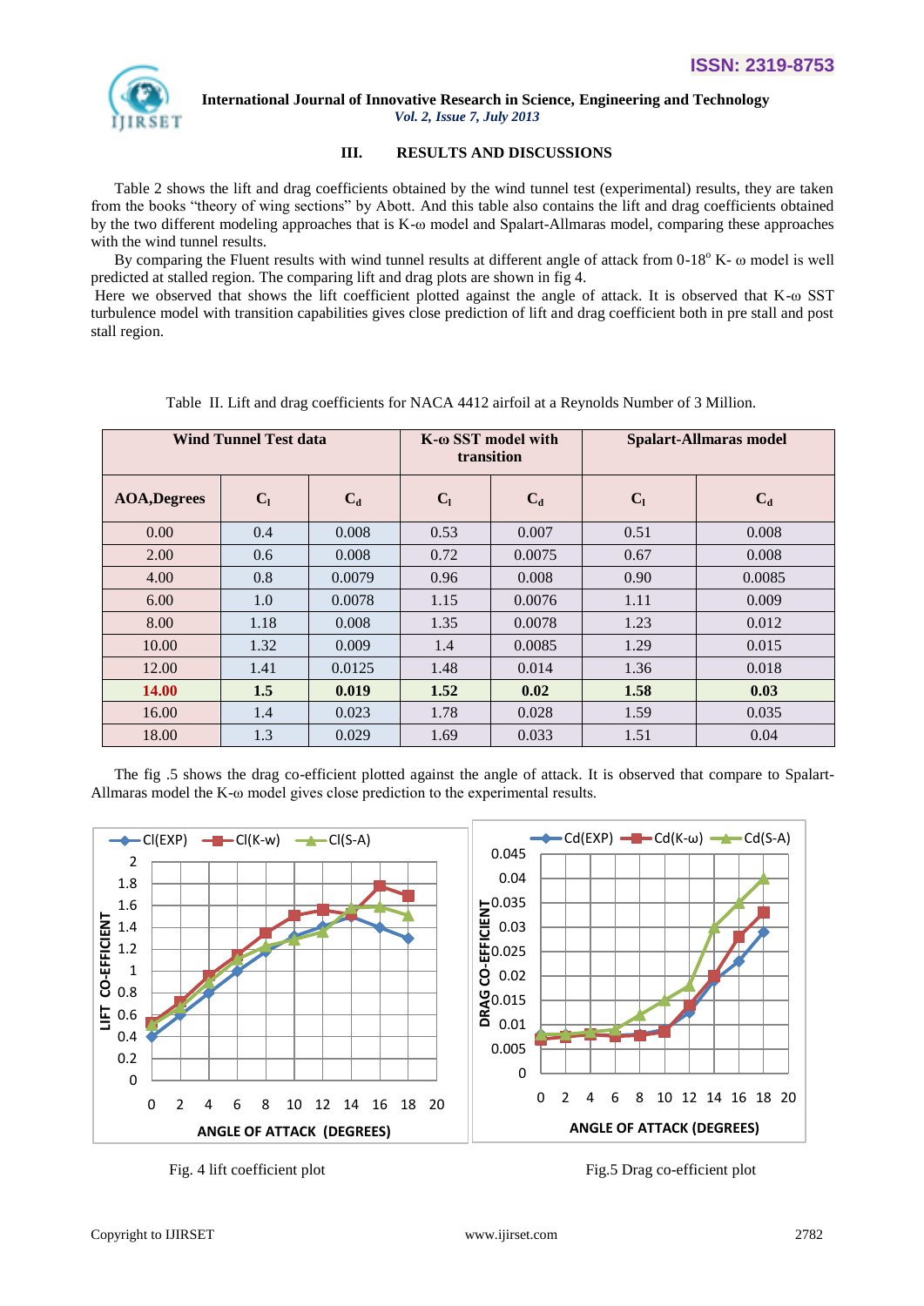## III. RESULTS AND DISCUSSIONS

Table 2 shows the lift and drag coefficients obtained by the wind tunnel test (experimental) results, they are taken from the books "theory of wing sections" by Abott. And this table also contains the lift and drag coefficients obtained by the two different modeling approaches that is K-ω model and Spalart-Allmaras model, comparing these approaches with the wind tunnel results.

By comparing the Fluent results with wind tunnel results at different angle of attack from 0-18° K- ω model is well predicted at stalled region. The comparing lift and drag plots are shown in fig 4.

Here we observed that shows the lift coefficient plotted against the angle of attack. It is observed that K-ω SST turbulence model with transition capabilities gives close prediction of lift and drag coefficient both in pre stall and post stall region.

Table II. Lift and drag coefficients for NACA 4412 airfoil at a Reynolds Number of 3 Million.

| Wind Tunnel Test data | | | K-ω SST model with transition | | Spalart-Allmaras model | |
|---|---|---|---|---|---|---|
| **AOA,Degrees** | $C_l$ | $C_d$ | $C_l$ | $C_d$ | $C_l$ | $C_d$ |
| 0.00 | 0.4 | 0.008 | 0.53 | 0.007 | 0.51 | 0.008 |
| 2.00 | 0.6 | 0.008 | 0.72 | 0.0075 | 0.67 | 0.008 |
| 4.00 | 0.8 | 0.0079 | 0.96 | 0.008 | 0.90 | 0.0085 |
| 6.00 | 1.0 | 0.0078 | 1.15 | 0.0076 | 1.11 | 0.009 |
| 8.00 | 1.18 | 0.008 | 1.35 | 0.0078 | 1.23 | 0.012 |
| 10.00 | 1.32 | 0.009 | 1.4 | 0.0085 | 1.29 | 0.015 |
| 12.00 | 1.41 | 0.0125 | 1.48 | 0.014 | 1.36 | 0.018 |
| **14.00** | **1.5** | **0.019** | **1.52** | **0.02** | **1.58** | **0.03** |
| 16.00 | 1.4 | 0.023 | 1.78 | 0.028 | 1.59 | 0.035 |
| 18.00 | 1.3 | 0.029 | 1.69 | 0.033 | 1.51 | 0.04 |

The fig .5 shows the drag co-efficient plotted against the angle of attack. It is observed that compare to Spalart-Allmaras model the K-ω model gives close prediction to the experimental results.

Fig. 4 lift coefficient plot

Fig.5 Drag co-efficient plot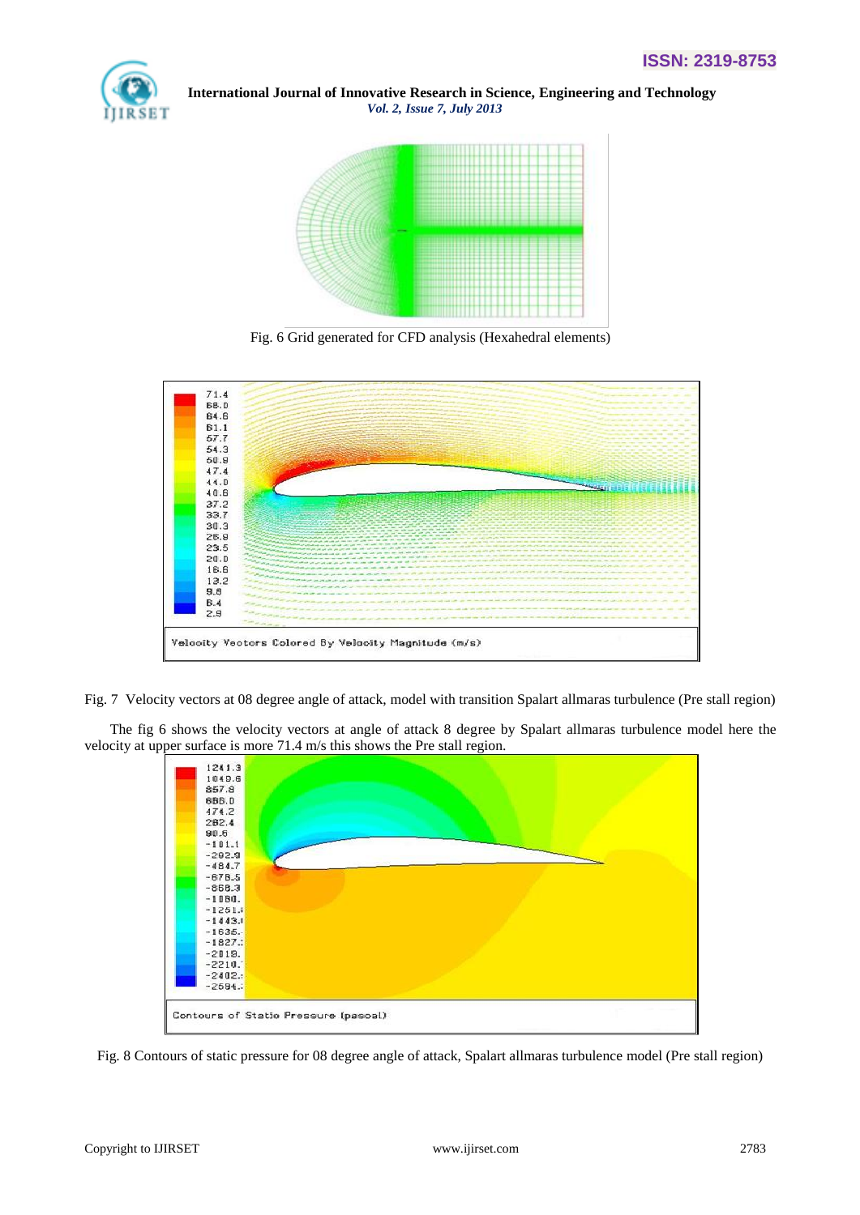Fig. 6 Grid generated for CFD analysis (Hexahedral elements)

Fig. 7 Velocity vectors at 08 degree angle of attack, model with transition Spalart allmaras turbulence (Pre stall region)

The fig 6 shows the velocity vectors at angle of attack 8 degree by Spalart allmaras turbulence model here the velocity at upper surface is more 71.4 m/s this shows the Pre stall region.

Fig. 8 Contours of static pressure for 08 degree angle of attack, Spalart allmaras turbulence model (Pre stall region)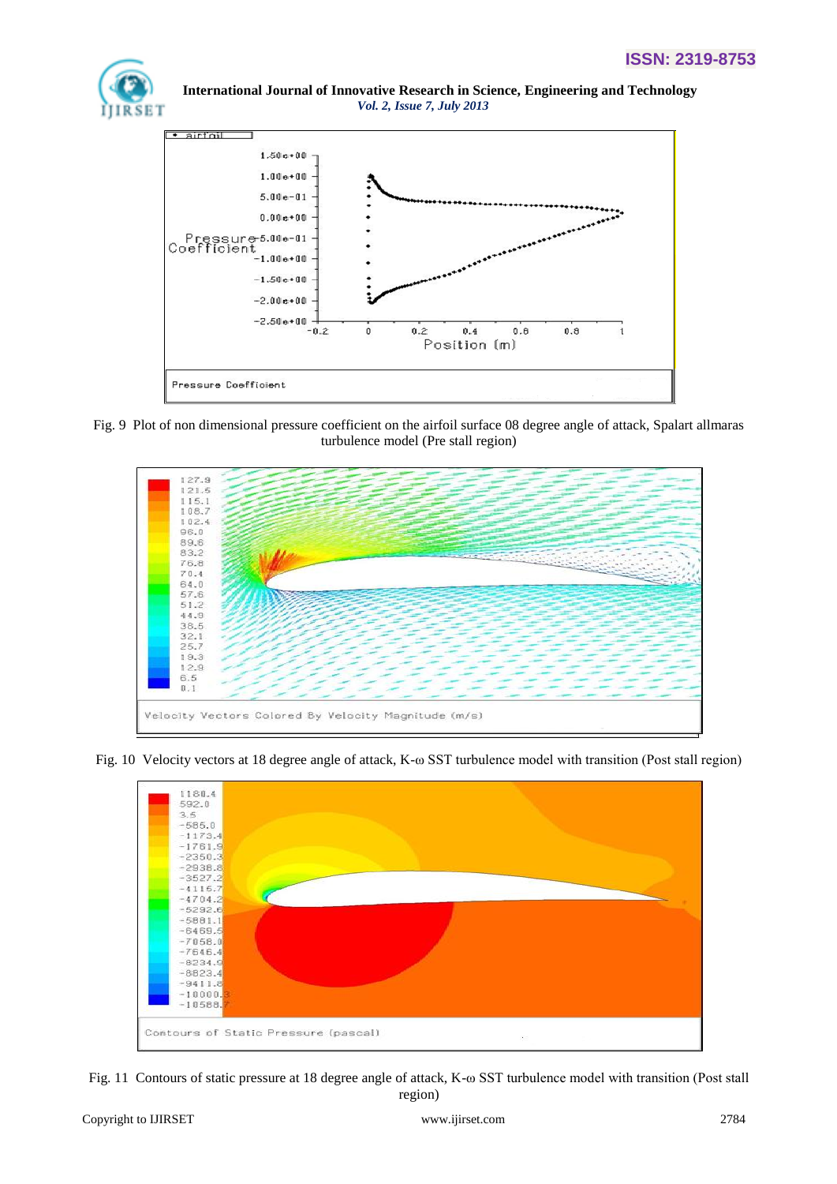Fig. 9  Plot of non dimensional pressure coefficient on the airfoil surface 08 degree angle of attack, Spalart allmaras turbulence model (Pre stall region)

Fig. 10  Velocity vectors at 18 degree angle of attack, K-ω SST turbulence model with transition (Post stall region)

Fig. 11  Contours of static pressure at 18 degree angle of attack, K-ω SST turbulence model with transition (Post stall region)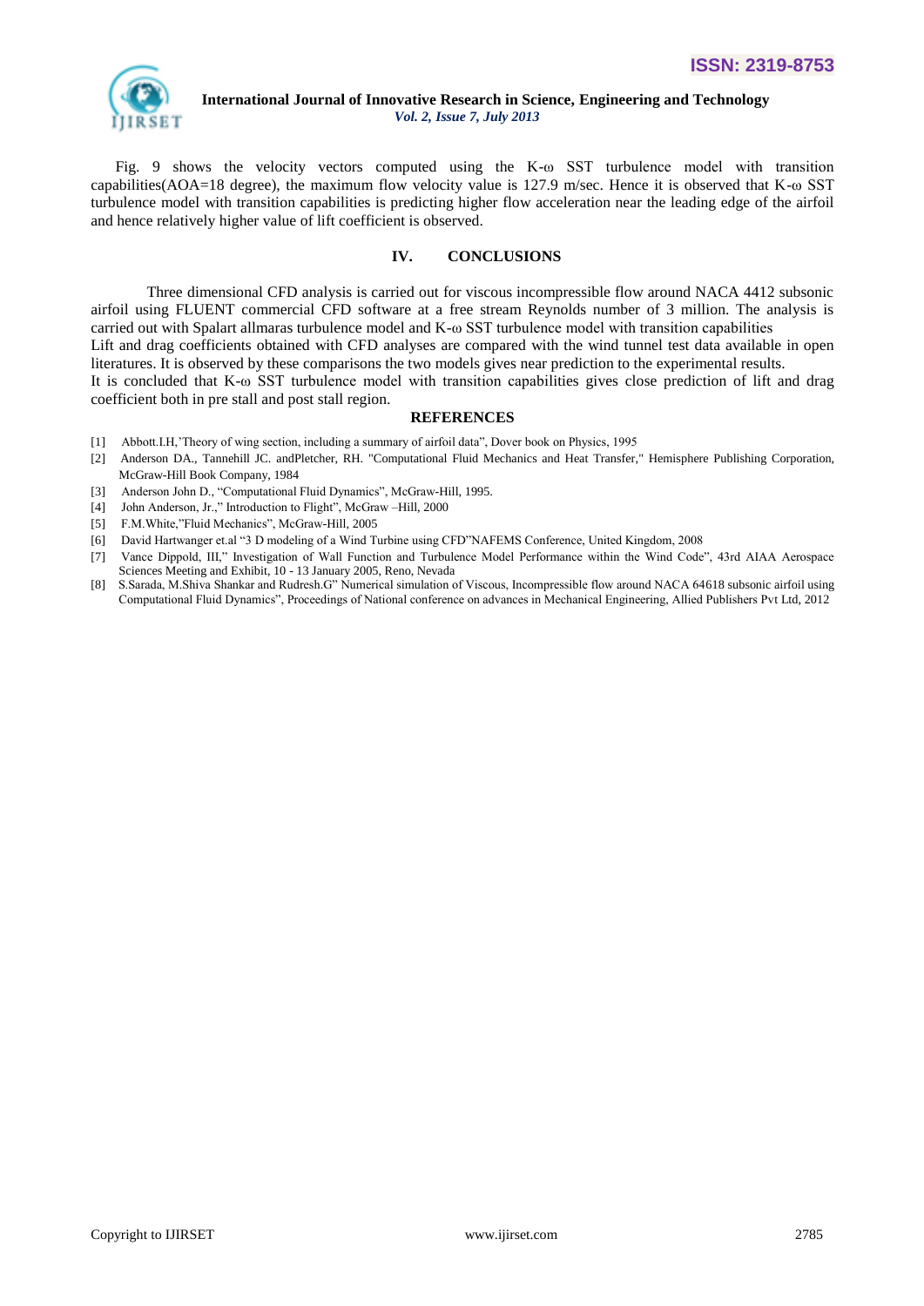Fig. 9 shows the velocity vectors computed using the K-ω SST turbulence model with transition capabilities(AOA=18 degree), the maximum flow velocity value is 127.9 m/sec. Hence it is observed that K-ω SST turbulence model with transition capabilities is predicting higher flow acceleration near the leading edge of the airfoil and hence relatively higher value of lift coefficient is observed.

## IV. CONCLUSIONS

Three dimensional CFD analysis is carried out for viscous incompressible flow around NACA 4412 subsonic airfoil using FLUENT commercial CFD software at a free stream Reynolds number of 3 million. The analysis is carried out with Spalart allmaras turbulence model and K-ω SST turbulence model with transition capabilities

Lift and drag coefficients obtained with CFD analyses are compared with the wind tunnel test data available in open literatures. It is observed by these comparisons the two models gives near prediction to the experimental results.

It is concluded that K-ω SST turbulence model with transition capabilities gives close prediction of lift and drag coefficient both in pre stall and post stall region.

## REFERENCES

[1] Abbott.I.H,'Theory of wing section, including a summary of airfoil data", Dover book on Physics, 1995

[2] Anderson DA., Tannehill JC. andPletcher, RH. "Computational Fluid Mechanics and Heat Transfer," Hemisphere Publishing Corporation, McGraw-Hill Book Company, 1984

[3] Anderson John D., "Computational Fluid Dynamics", McGraw-Hill, 1995.

[4] John Anderson, Jr.," Introduction to Flight", McGraw –Hill, 2000

[5] F.M.White,"Fluid Mechanics", McGraw-Hill, 2005

[6] David Hartwanger et.al "3 D modeling of a Wind Turbine using CFD"NAFEMS Conference, United Kingdom, 2008

[7] Vance Dippold, III," Investigation of Wall Function and Turbulence Model Performance within the Wind Code", 43rd AIAA Aerospace Sciences Meeting and Exhibit, 10 - 13 January 2005, Reno, Nevada

[8] S.Sarada, M.Shiva Shankar and Rudresh.G" Numerical simulation of Viscous, Incompressible flow around NACA 64618 subsonic airfoil using Computational Fluid Dynamics", Proceedings of National conference on advances in Mechanical Engineering, Allied Publishers Pvt Ltd, 2012